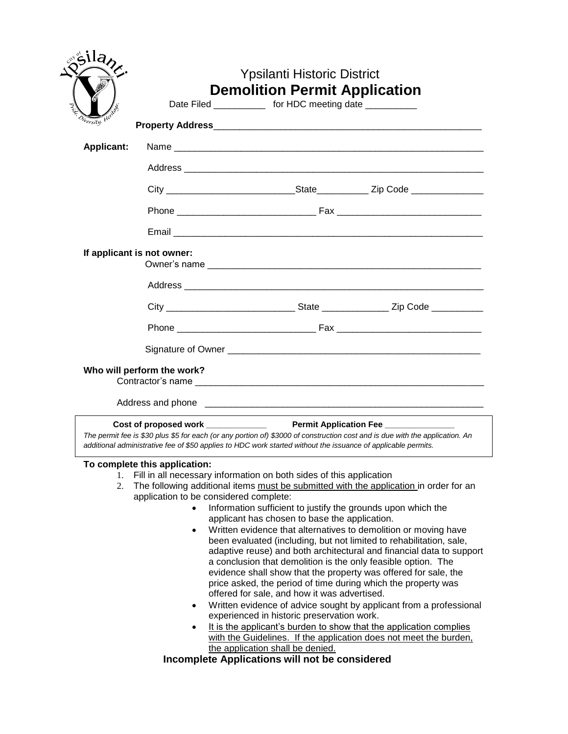# Ypsilanti Historic District

## Demolition Permit Application

Date Filed __________ for HDC meeting date __________

**Property Address**_____________________________________________________

**Applicant:** Name _____________________________________________________________

Address ___________________________________________________________

City ________________________State__________ Zip Code ______________

Phone __________________________ Fax ___________________________

Email _____________________________________________________________

**If applicant is not owner:**

Owner's name ____________________________________________________

Address ___________________________________________________________

City ________________________ State _____________ Zip Code __________

Phone __________________________ Fax ___________________________

Signature of Owner _______________________________________________

**Who will perform the work?**

Contractor's name ________________________________________________________

Address and phone ________________________________________________________

**Cost of proposed work ____________** **Permit Application Fee ______________**

*The permit fee is $30 plus $5 for each (or any portion of) $3000 of construction cost and is due with the application. An additional administrative fee of $50 applies to HDC work started without the issuance of applicable permits.*

**To complete this application:**

1. Fill in all necessary information on both sides of this application
2. The following additional items <u>must be submitted with the application</u> in order for an application to be considered complete:
   - Information sufficient to justify the grounds upon which the applicant has chosen to base the application.
   - Written evidence that alternatives to demolition or moving have been evaluated (including, but not limited to rehabilitation, sale, adaptive reuse) and both architectural and financial data to support a conclusion that demolition is the only feasible option. The evidence shall show that the property was offered for sale, the price asked, the period of time during which the property was offered for sale, and how it was advertised.
   - Written evidence of advice sought by applicant from a professional experienced in historic preservation work.
   - <u>It is the applicant's burden to show that the application complies with the Guidelines. If the application does not meet the burden, the application shall be denied.</u>

**Incomplete Applications will not be considered**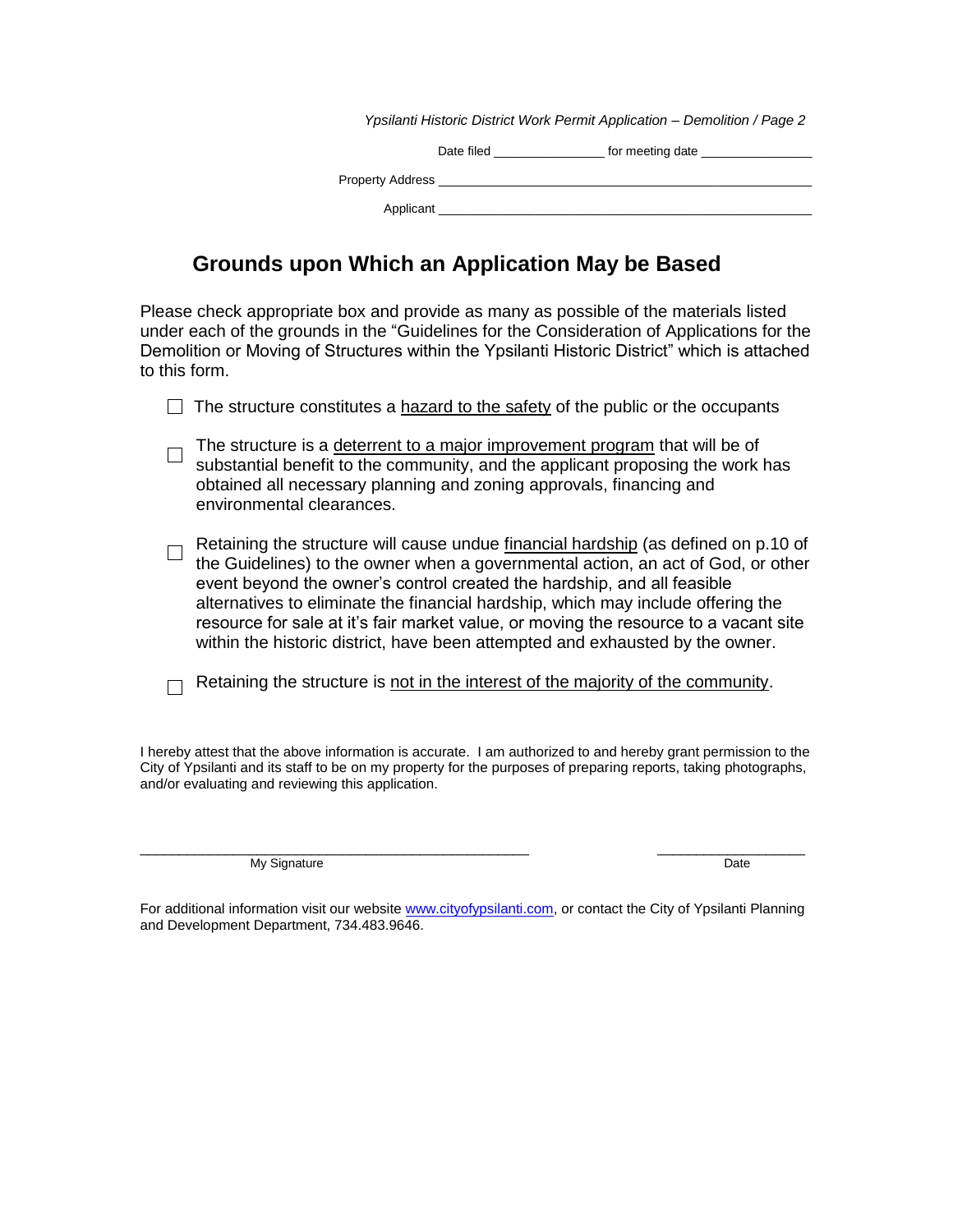Date filed _______________ for meeting date _______________

Property Address ___________________________________________________

Applicant ___________________________________________________

## Grounds upon Which an Application May be Based

Please check appropriate box and provide as many as possible of the materials listed under each of the grounds in the "Guidelines for the Consideration of Applications for the Demolition or Moving of Structures within the Ypsilanti Historic District" which is attached to this form.

- ☐ The structure constitutes a <u>hazard to the safety</u> of the public or the occupants

- ☐ The structure is a <u>deterrent to a major improvement program</u> that will be of substantial benefit to the community, and the applicant proposing the work has obtained all necessary planning and zoning approvals, financing and environmental clearances.

- ☐ Retaining the structure will cause undue <u>financial hardship</u> (as defined on p.10 of the Guidelines) to the owner when a governmental action, an act of God, or other event beyond the owner's control created the hardship, and all feasible alternatives to eliminate the financial hardship, which may include offering the resource for sale at it's fair market value, or moving the resource to a vacant site within the historic district, have been attempted and exhausted by the owner.

- ☐ Retaining the structure is <u>not in the interest of the majority of the community</u>.

I hereby attest that the above information is accurate. I am authorized to and hereby grant permission to the City of Ypsilanti and its staff to be on my property for the purposes of preparing reports, taking photographs, and/or evaluating and reviewing this application.

_________________________________________________ &nbsp;&nbsp;&nbsp;&nbsp;&nbsp;&nbsp;&nbsp;&nbsp; ___________________
My Signature &nbsp;&nbsp;&nbsp;&nbsp;&nbsp;&nbsp;&nbsp;&nbsp;&nbsp;&nbsp;&nbsp;&nbsp;&nbsp;&nbsp;&nbsp;&nbsp;&nbsp;&nbsp;&nbsp;&nbsp;&nbsp;&nbsp;&nbsp;&nbsp;&nbsp;&nbsp;&nbsp;&nbsp;&nbsp;&nbsp;&nbsp;&nbsp;&nbsp;&nbsp;&nbsp;&nbsp;&nbsp;&nbsp;&nbsp;&nbsp;&nbsp;&nbsp;&nbsp;&nbsp;&nbsp;&nbsp;&nbsp;&nbsp; Date

For additional information visit our website [www.cityofypsilanti.com](http://www.cityofypsilanti.com), or contact the City of Ypsilanti Planning and Development Department, 734.483.9646.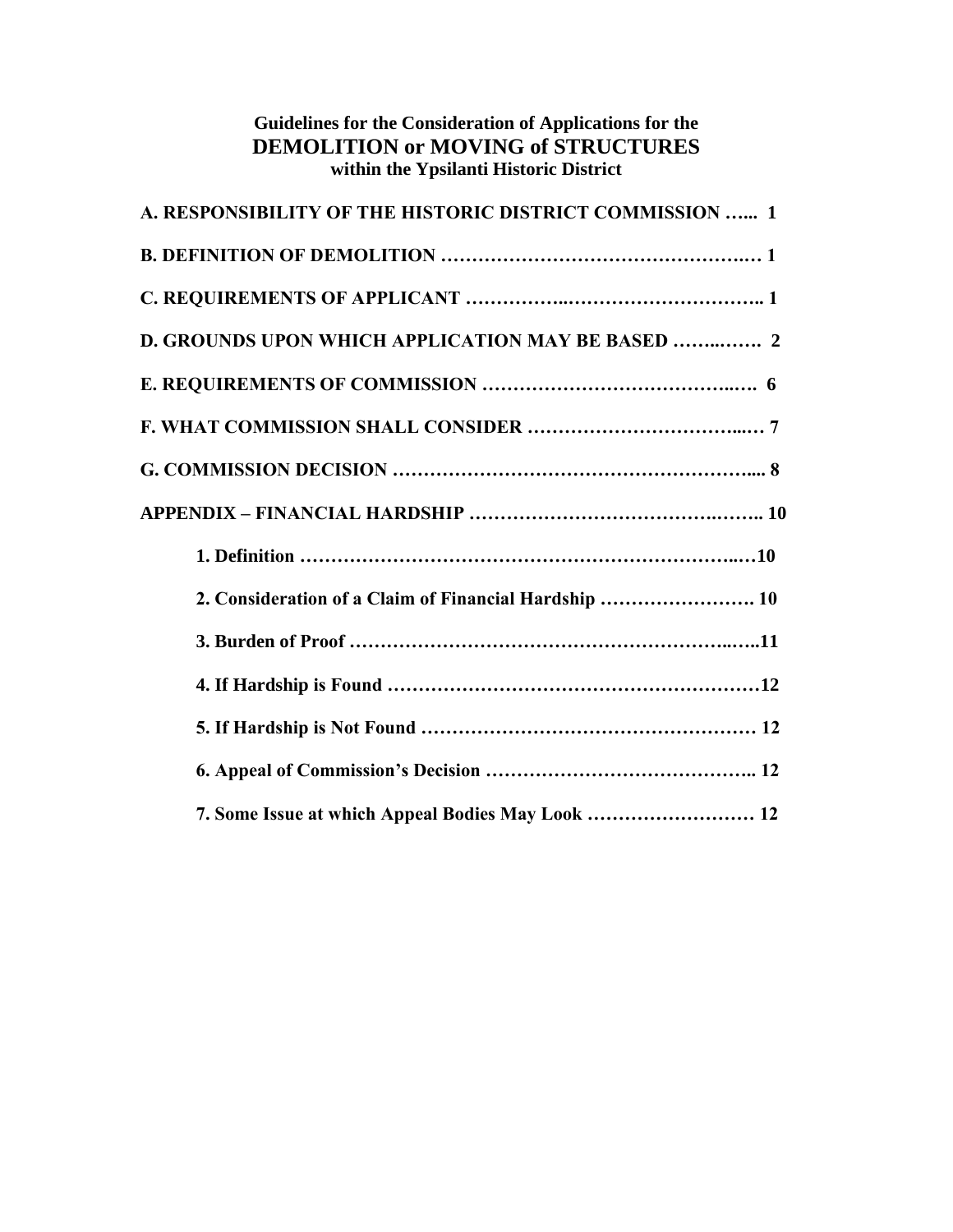**Guidelines for the Consideration of Applications for the**
**DEMOLITION or MOVING of STRUCTURES**
**within the Ypsilanti Historic District**

**A. RESPONSIBILITY OF THE HISTORIC DISTRICT COMMISSION …... 1**

**B. DEFINITION OF DEMOLITION ……………………………………….… 1**

**C. REQUIREMENTS OF APPLICANT ……………..……………………….. 1**

**D. GROUNDS UPON WHICH APPLICATION MAY BE BASED ……..……. 2**

**E. REQUIREMENTS OF COMMISSION …………………………….….. 6**

**F. WHAT COMMISSION SHALL CONSIDER ……………………....… 7**

**G. COMMISSION DECISION …………………………………………….... 8**

**APPENDIX – FINANCIAL HARDSHIP ……………………………….…….. 10**

- **1. Definition ……………………………………………………..…10**
- **2. Consideration of a Claim of Financial Hardship ……………………. 10**
- **3. Burden of Proof ………………………………………………..…..11**
- **4. If Hardship is Found …………………………………………………12**
- **5. If Hardship is Not Found …………………………………………… 12**
- **6. Appeal of Commission's Decision …………………………………….. 12**
- **7. Some Issue at which Appeal Bodies May Look ……………………… 12**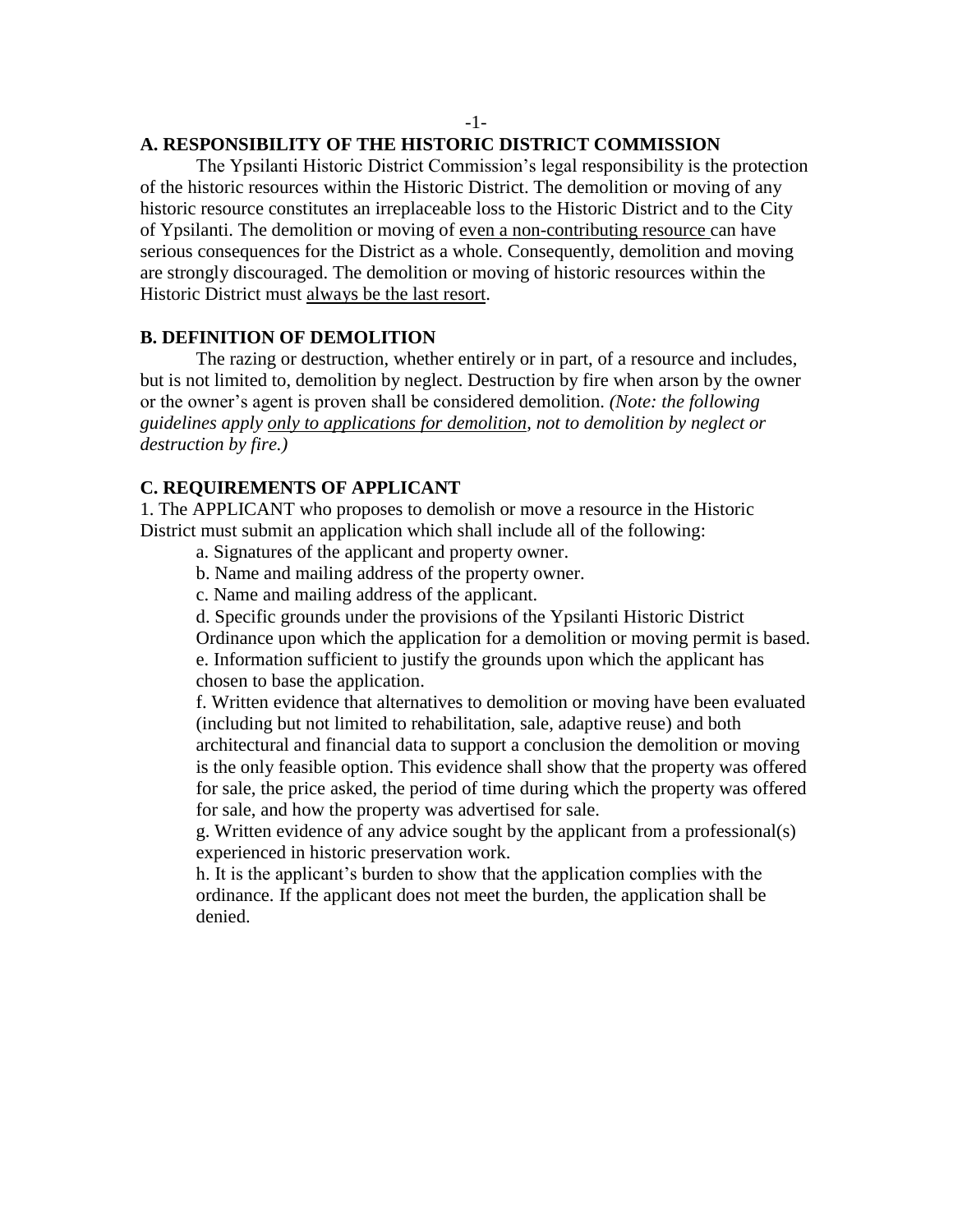## A. RESPONSIBILITY OF THE HISTORIC DISTRICT COMMISSION

The Ypsilanti Historic District Commission's legal responsibility is the protection of the historic resources within the Historic District. The demolition or moving of any historic resource constitutes an irreplaceable loss to the Historic District and to the City of Ypsilanti. The demolition or moving of <u>even a non-contributing resource</u> can have serious consequences for the District as a whole. Consequently, demolition and moving are strongly discouraged. The demolition or moving of historic resources within the Historic District must <u>always be the last resort</u>.

## B. DEFINITION OF DEMOLITION

The razing or destruction, whether entirely or in part, of a resource and includes, but is not limited to, demolition by neglect. Destruction by fire when arson by the owner or the owner's agent is proven shall be considered demolition. *(Note: the following guidelines apply <u>only to applications for demolition</u>, not to demolition by neglect or destruction by fire.)*

## C. REQUIREMENTS OF APPLICANT

1. The APPLICANT who proposes to demolish or move a resource in the Historic District must submit an application which shall include all of the following:

   a. Signatures of the applicant and property owner.

   b. Name and mailing address of the property owner.

   c. Name and mailing address of the applicant.

   d. Specific grounds under the provisions of the Ypsilanti Historic District Ordinance upon which the application for a demolition or moving permit is based.

   e. Information sufficient to justify the grounds upon which the applicant has chosen to base the application.

   f. Written evidence that alternatives to demolition or moving have been evaluated (including but not limited to rehabilitation, sale, adaptive reuse) and both architectural and financial data to support a conclusion the demolition or moving is the only feasible option. This evidence shall show that the property was offered for sale, the price asked, the period of time during which the property was offered for sale, and how the property was advertised for sale.

   g. Written evidence of any advice sought by the applicant from a professional(s) experienced in historic preservation work.

   h. It is the applicant's burden to show that the application complies with the ordinance. If the applicant does not meet the burden, the application shall be denied.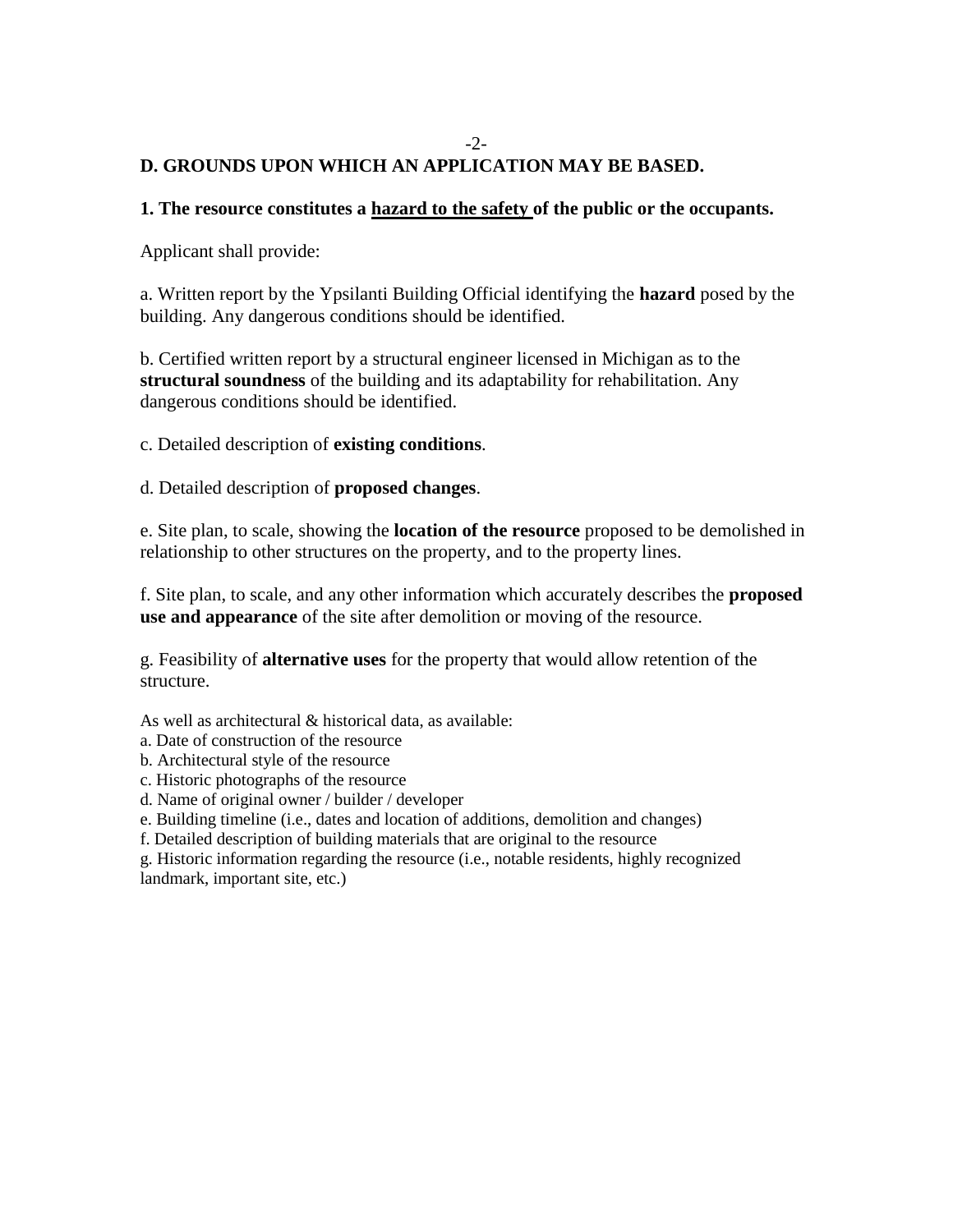## D. GROUNDS UPON WHICH AN APPLICATION MAY BE BASED.

**1. The resource constitutes a <u>hazard to the safety</u> of the public or the occupants.**

Applicant shall provide:

a. Written report by the Ypsilanti Building Official identifying the **hazard** posed by the building. Any dangerous conditions should be identified.

b. Certified written report by a structural engineer licensed in Michigan as to the **structural soundness** of the building and its adaptability for rehabilitation. Any dangerous conditions should be identified.

c. Detailed description of **existing conditions**.

d. Detailed description of **proposed changes**.

e. Site plan, to scale, showing the **location of the resource** proposed to be demolished in relationship to other structures on the property, and to the property lines.

f. Site plan, to scale, and any other information which accurately describes the **proposed use and appearance** of the site after demolition or moving of the resource.

g. Feasibility of **alternative uses** for the property that would allow retention of the structure.

As well as architectural & historical data, as available:

a. Date of construction of the resource
b. Architectural style of the resource
c. Historic photographs of the resource
d. Name of original owner / builder / developer
e. Building timeline (i.e., dates and location of additions, demolition and changes)
f. Detailed description of building materials that are original to the resource
g. Historic information regarding the resource (i.e., notable residents, highly recognized landmark, important site, etc.)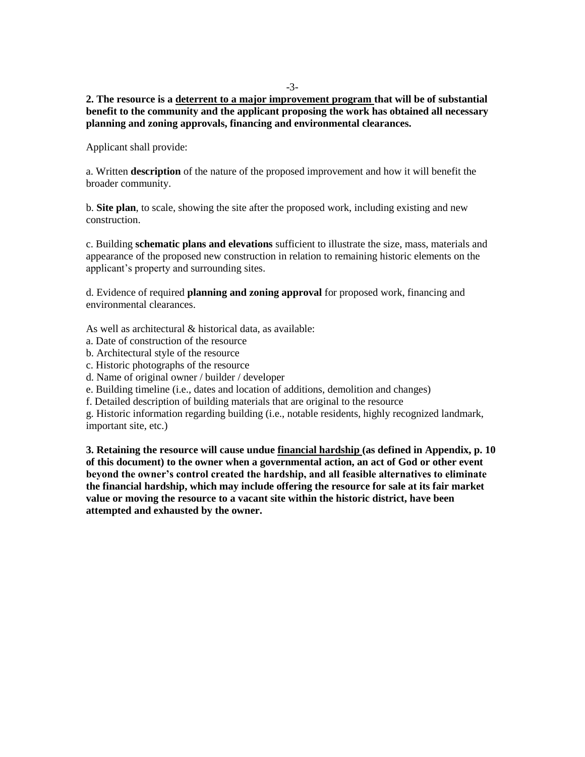**2. The resource is a <u>deterrent to a major improvement program</u> that will be of substantial benefit to the community and the applicant proposing the work has obtained all necessary planning and zoning approvals, financing and environmental clearances.**

Applicant shall provide:

a. Written **description** of the nature of the proposed improvement and how it will benefit the broader community.

b. **Site plan**, to scale, showing the site after the proposed work, including existing and new construction.

c. Building **schematic plans and elevations** sufficient to illustrate the size, mass, materials and appearance of the proposed new construction in relation to remaining historic elements on the applicant's property and surrounding sites.

d. Evidence of required **planning and zoning approval** for proposed work, financing and environmental clearances.

As well as architectural & historical data, as available:

a. Date of construction of the resource
b. Architectural style of the resource
c. Historic photographs of the resource
d. Name of original owner / builder / developer
e. Building timeline (i.e., dates and location of additions, demolition and changes)
f. Detailed description of building materials that are original to the resource
g. Historic information regarding building (i.e., notable residents, highly recognized landmark, important site, etc.)

**3. Retaining the resource will cause undue <u>financial hardship</u> (as defined in Appendix, p. 10 of this document) to the owner when a governmental action, an act of God or other event beyond the owner's control created the hardship, and all feasible alternatives to eliminate the financial hardship, which may include offering the resource for sale at its fair market value or moving the resource to a vacant site within the historic district, have been attempted and exhausted by the owner.**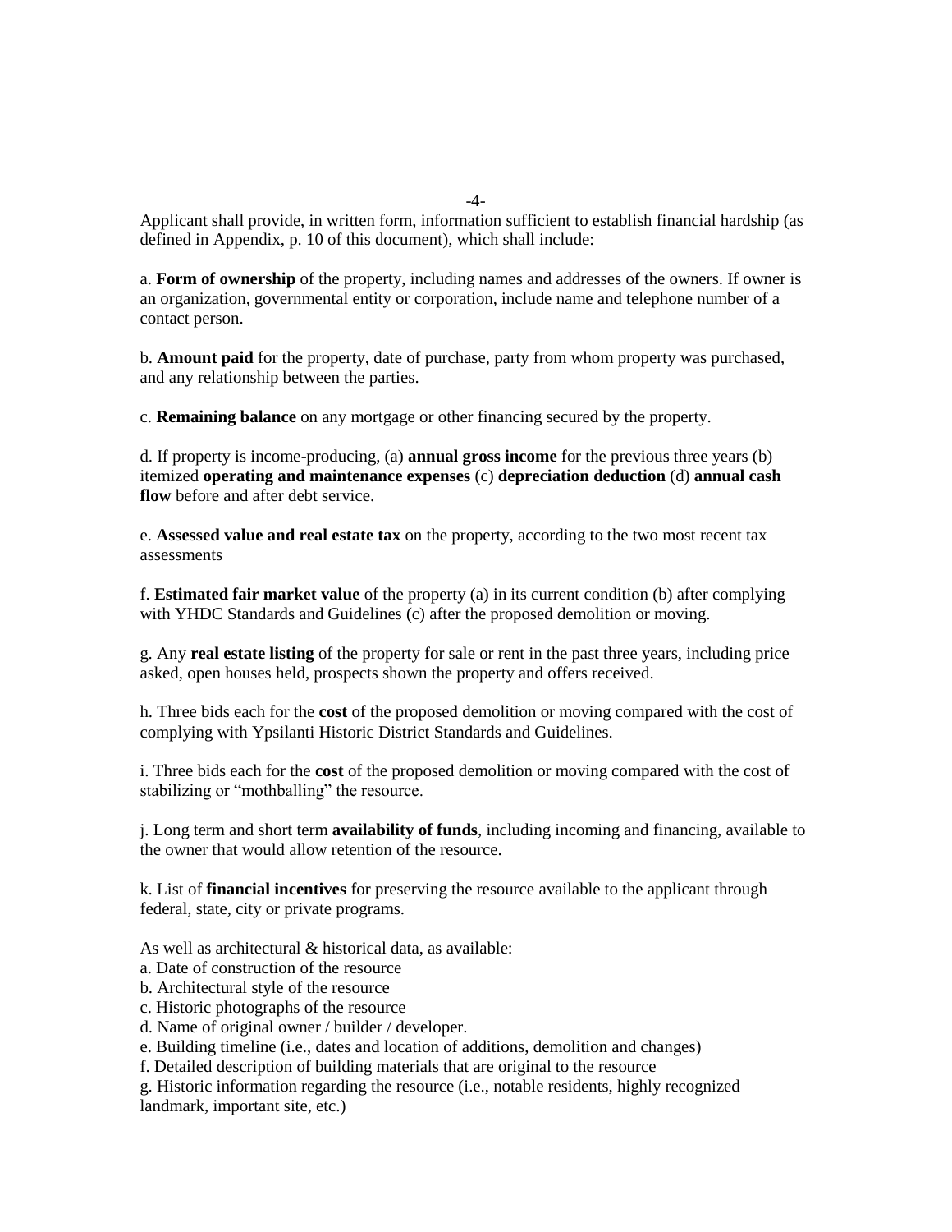Applicant shall provide, in written form, information sufficient to establish financial hardship (as defined in Appendix, p. 10 of this document), which shall include:

a. **Form of ownership** of the property, including names and addresses of the owners. If owner is an organization, governmental entity or corporation, include name and telephone number of a contact person.

b. **Amount paid** for the property, date of purchase, party from whom property was purchased, and any relationship between the parties.

c. **Remaining balance** on any mortgage or other financing secured by the property.

d. If property is income-producing, (a) **annual gross income** for the previous three years (b) itemized **operating and maintenance expenses** (c) **depreciation deduction** (d) **annual cash flow** before and after debt service.

e. **Assessed value and real estate tax** on the property, according to the two most recent tax assessments

f. **Estimated fair market value** of the property (a) in its current condition (b) after complying with YHDC Standards and Guidelines (c) after the proposed demolition or moving.

g. Any **real estate listing** of the property for sale or rent in the past three years, including price asked, open houses held, prospects shown the property and offers received.

h. Three bids each for the **cost** of the proposed demolition or moving compared with the cost of complying with Ypsilanti Historic District Standards and Guidelines.

i. Three bids each for the **cost** of the proposed demolition or moving compared with the cost of stabilizing or "mothballing" the resource.

j. Long term and short term **availability of funds**, including incoming and financing, available to the owner that would allow retention of the resource.

k. List of **financial incentives** for preserving the resource available to the applicant through federal, state, city or private programs.

As well as architectural & historical data, as available:

a. Date of construction of the resource
b. Architectural style of the resource
c. Historic photographs of the resource
d. Name of original owner / builder / developer.
e. Building timeline (i.e., dates and location of additions, demolition and changes)
f. Detailed description of building materials that are original to the resource
g. Historic information regarding the resource (i.e., notable residents, highly recognized landmark, important site, etc.)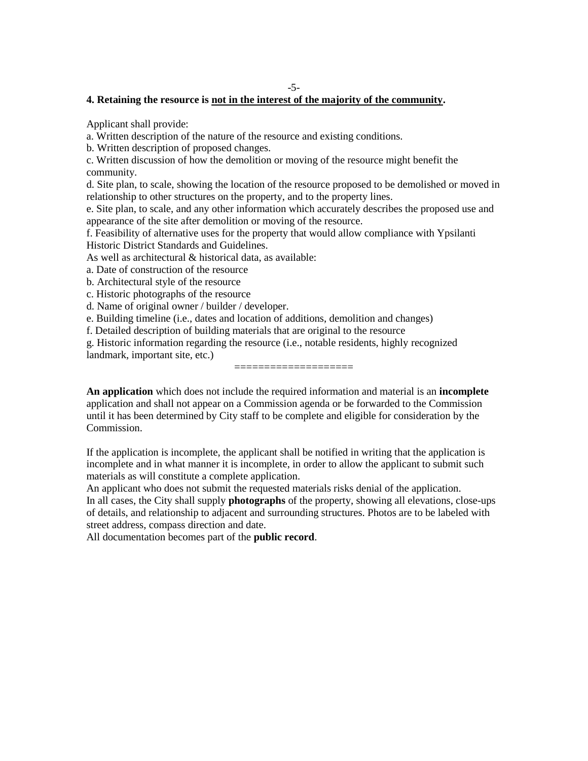**4. Retaining the resource is <u>not in the interest of the majority of the community</u>.**

Applicant shall provide:

a. Written description of the nature of the resource and existing conditions.
b. Written description of proposed changes.
c. Written discussion of how the demolition or moving of the resource might benefit the community.
d. Site plan, to scale, showing the location of the resource proposed to be demolished or moved in relationship to other structures on the property, and to the property lines.
e. Site plan, to scale, and any other information which accurately describes the proposed use and appearance of the site after demolition or moving of the resource.
f. Feasibility of alternative uses for the property that would allow compliance with Ypsilanti Historic District Standards and Guidelines.

As well as architectural & historical data, as available:

a. Date of construction of the resource
b. Architectural style of the resource
c. Historic photographs of the resource
d. Name of original owner / builder / developer.
e. Building timeline (i.e., dates and location of additions, demolition and changes)
f. Detailed description of building materials that are original to the resource
g. Historic information regarding the resource (i.e., notable residents, highly recognized landmark, important site, etc.)

====================

**An application** which does not include the required information and material is an **incomplete** application and shall not appear on a Commission agenda or be forwarded to the Commission until it has been determined by City staff to be complete and eligible for consideration by the Commission.

If the application is incomplete, the applicant shall be notified in writing that the application is incomplete and in what manner it is incomplete, in order to allow the applicant to submit such materials as will constitute a complete application.
An applicant who does not submit the requested materials risks denial of the application.
In all cases, the City shall supply **photographs** of the property, showing all elevations, close-ups of details, and relationship to adjacent and surrounding structures. Photos are to be labeled with street address, compass direction and date.
All documentation becomes part of the **public record**.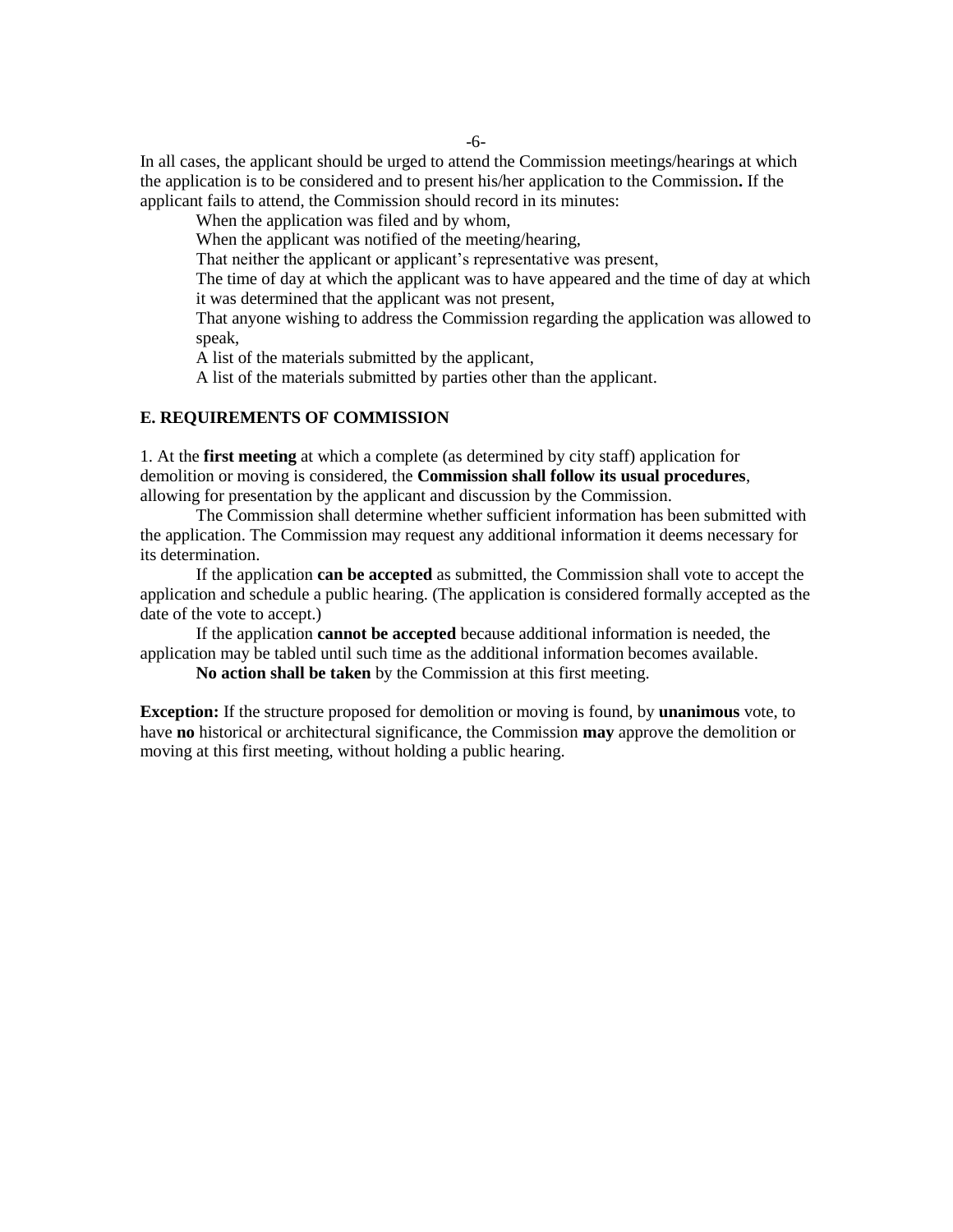In all cases, the applicant should be urged to attend the Commission meetings/hearings at which the application is to be considered and to present his/her application to the Commission**.** If the applicant fails to attend, the Commission should record in its minutes:

When the application was filed and by whom,

When the applicant was notified of the meeting/hearing,

That neither the applicant or applicant's representative was present,

The time of day at which the applicant was to have appeared and the time of day at which it was determined that the applicant was not present,

That anyone wishing to address the Commission regarding the application was allowed to speak,

A list of the materials submitted by the applicant,

A list of the materials submitted by parties other than the applicant.

**E. REQUIREMENTS OF COMMISSION**

1. At the **first meeting** at which a complete (as determined by city staff) application for demolition or moving is considered, the **Commission shall follow its usual procedures**, allowing for presentation by the applicant and discussion by the Commission.

The Commission shall determine whether sufficient information has been submitted with the application. The Commission may request any additional information it deems necessary for its determination.

If the application **can be accepted** as submitted, the Commission shall vote to accept the application and schedule a public hearing. (The application is considered formally accepted as the date of the vote to accept.)

If the application **cannot be accepted** because additional information is needed, the application may be tabled until such time as the additional information becomes available.

**No action shall be taken** by the Commission at this first meeting.

**Exception:** If the structure proposed for demolition or moving is found, by **unanimous** vote, to have **no** historical or architectural significance, the Commission **may** approve the demolition or moving at this first meeting, without holding a public hearing.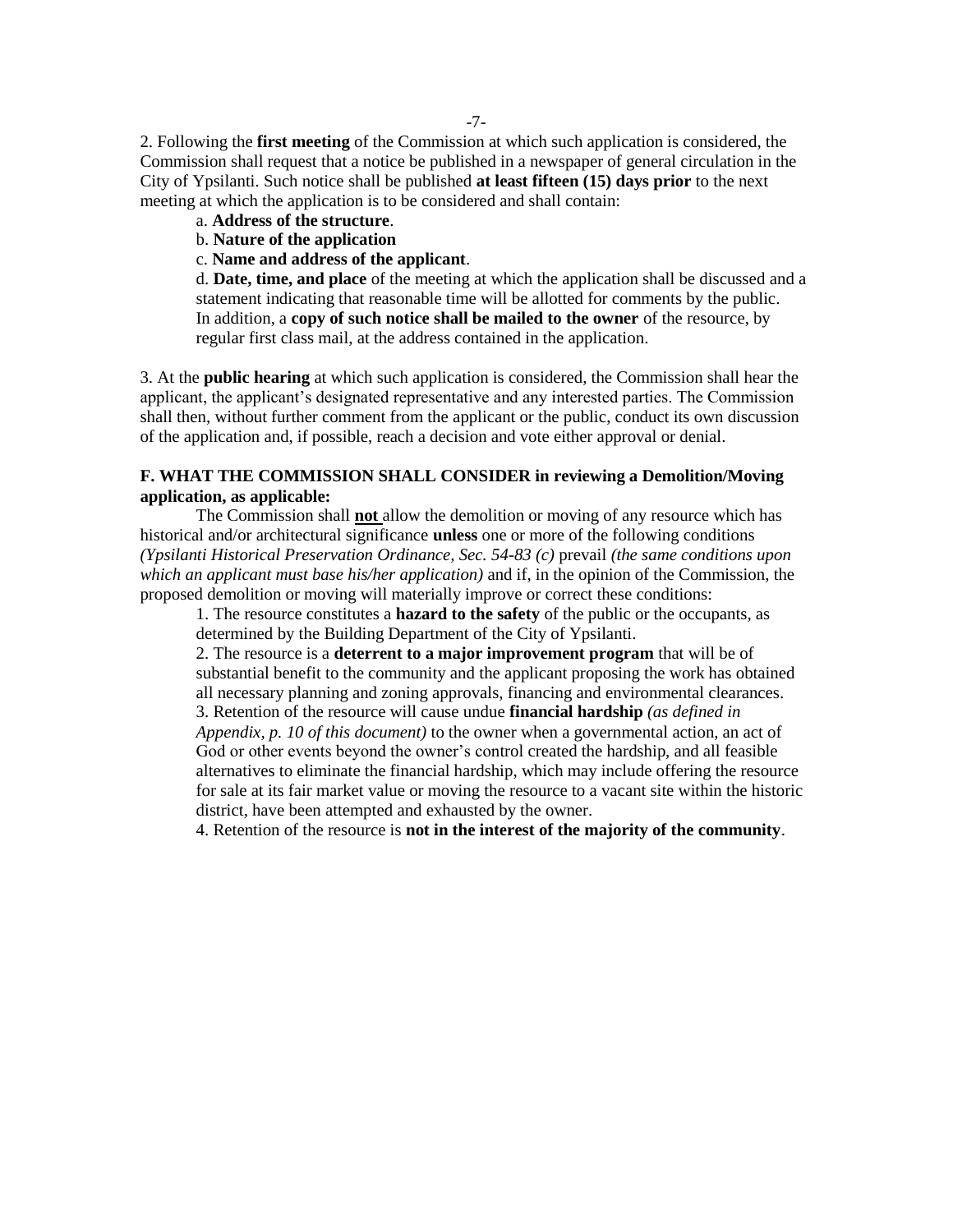2. Following the **first meeting** of the Commission at which such application is considered, the Commission shall request that a notice be published in a newspaper of general circulation in the City of Ypsilanti. Such notice shall be published **at least fifteen (15) days prior** to the next meeting at which the application is to be considered and shall contain:

a. **Address of the structure**.

b. **Nature of the application**

c. **Name and address of the applicant**.

d. **Date, time, and place** of the meeting at which the application shall be discussed and a statement indicating that reasonable time will be allotted for comments by the public. In addition, a **copy of such notice shall be mailed to the owner** of the resource, by regular first class mail, at the address contained in the application.

3. At the **public hearing** at which such application is considered, the Commission shall hear the applicant, the applicant's designated representative and any interested parties. The Commission shall then, without further comment from the applicant or the public, conduct its own discussion of the application and, if possible, reach a decision and vote either approval or denial.

**F. WHAT THE COMMISSION SHALL CONSIDER in reviewing a Demolition/Moving application, as applicable:**

The Commission shall **not** allow the demolition or moving of any resource which has historical and/or architectural significance **unless** one or more of the following conditions *(Ypsilanti Historical Preservation Ordinance, Sec. 54-83 (c)* prevail *(the same conditions upon which an applicant must base his/her application)* and if, in the opinion of the Commission, the proposed demolition or moving will materially improve or correct these conditions:

1. The resource constitutes a **hazard to the safety** of the public or the occupants, as determined by the Building Department of the City of Ypsilanti.

2. The resource is a **deterrent to a major improvement program** that will be of substantial benefit to the community and the applicant proposing the work has obtained all necessary planning and zoning approvals, financing and environmental clearances.

3. Retention of the resource will cause undue **financial hardship** *(as defined in Appendix, p. 10 of this document)* to the owner when a governmental action, an act of God or other events beyond the owner's control created the hardship, and all feasible alternatives to eliminate the financial hardship, which may include offering the resource for sale at its fair market value or moving the resource to a vacant site within the historic district, have been attempted and exhausted by the owner.

4. Retention of the resource is **not in the interest of the majority of the community**.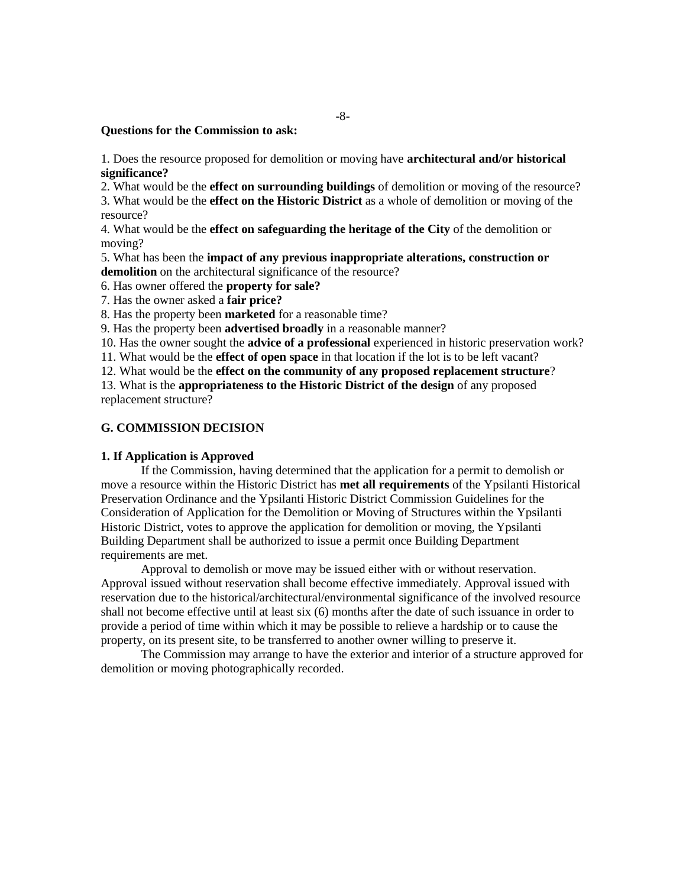**Questions for the Commission to ask:**

1. Does the resource proposed for demolition or moving have **architectural and/or historical significance?**
2. What would be the **effect on surrounding buildings** of demolition or moving of the resource?
3. What would be the **effect on the Historic District** as a whole of demolition or moving of the resource?
4. What would be the **effect on safeguarding the heritage of the City** of the demolition or moving?
5. What has been the **impact of any previous inappropriate alterations, construction or demolition** on the architectural significance of the resource?
6. Has owner offered the **property for sale?**
7. Has the owner asked a **fair price?**
8. Has the property been **marketed** for a reasonable time?
9. Has the property been **advertised broadly** in a reasonable manner?
10. Has the owner sought the **advice of a professional** experienced in historic preservation work?
11. What would be the **effect of open space** in that location if the lot is to be left vacant?
12. What would be the **effect on the community of any proposed replacement structure**?
13. What is the **appropriateness to the Historic District of the design** of any proposed replacement structure?

## G. COMMISSION DECISION

### 1. If Application is Approved

If the Commission, having determined that the application for a permit to demolish or move a resource within the Historic District has **met all requirements** of the Ypsilanti Historical Preservation Ordinance and the Ypsilanti Historic District Commission Guidelines for the Consideration of Application for the Demolition or Moving of Structures within the Ypsilanti Historic District, votes to approve the application for demolition or moving, the Ypsilanti Building Department shall be authorized to issue a permit once Building Department requirements are met.

Approval to demolish or move may be issued either with or without reservation. Approval issued without reservation shall become effective immediately. Approval issued with reservation due to the historical/architectural/environmental significance of the involved resource shall not become effective until at least six (6) months after the date of such issuance in order to provide a period of time within which it may be possible to relieve a hardship or to cause the property, on its present site, to be transferred to another owner willing to preserve it.

The Commission may arrange to have the exterior and interior of a structure approved for demolition or moving photographically recorded.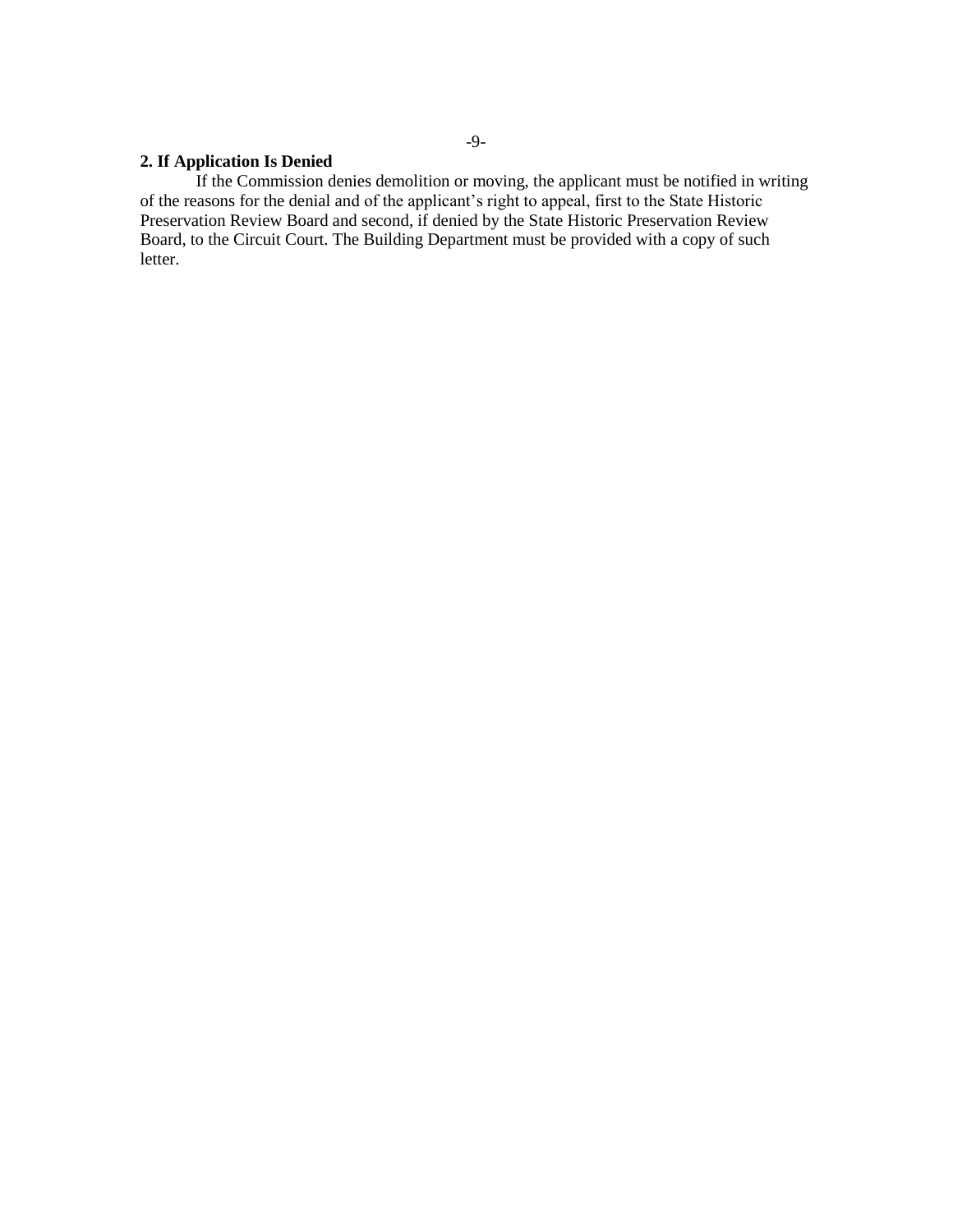**2. If Application Is Denied**

If the Commission denies demolition or moving, the applicant must be notified in writing of the reasons for the denial and of the applicant's right to appeal, first to the State Historic Preservation Review Board and second, if denied by the State Historic Preservation Review Board, to the Circuit Court. The Building Department must be provided with a copy of such letter.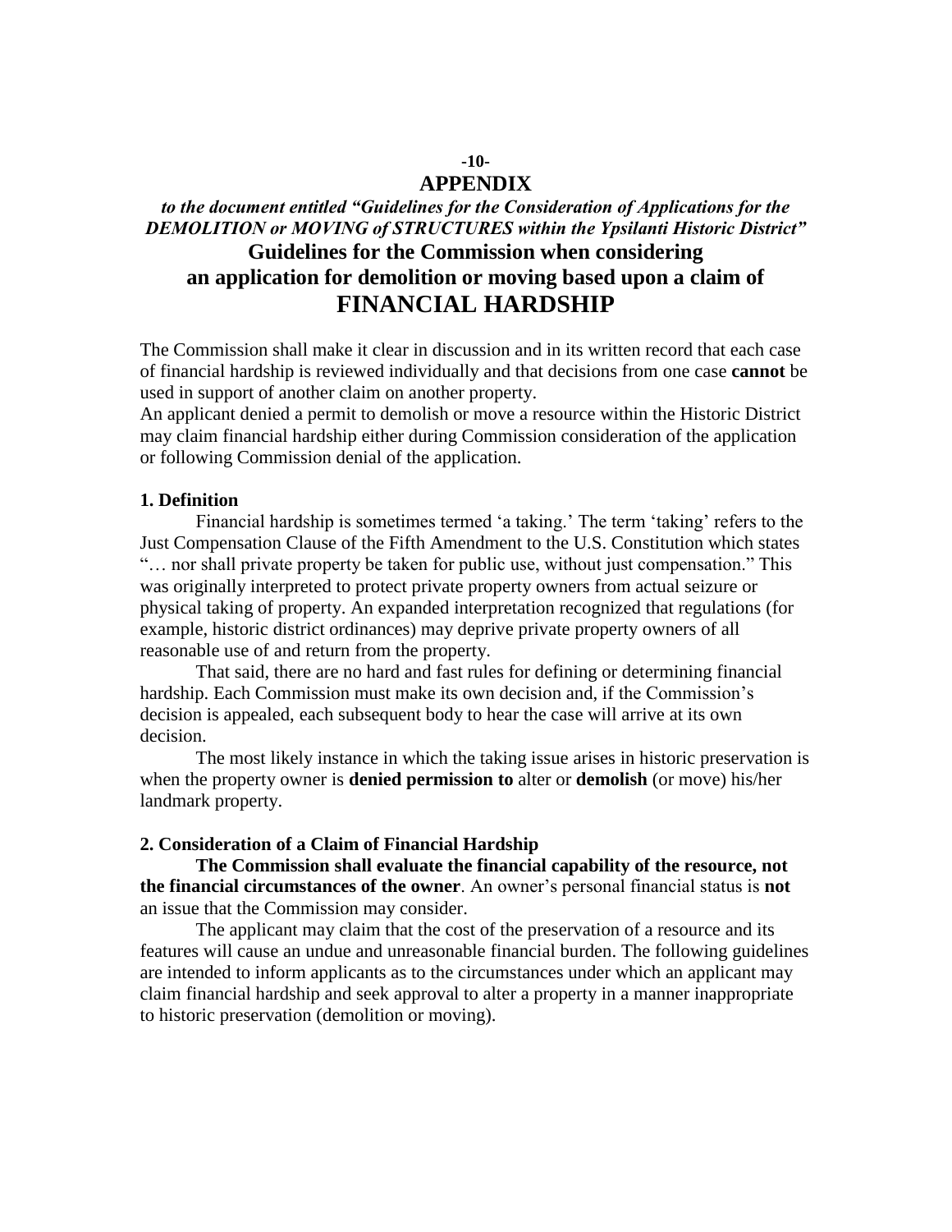# APPENDIX

***to the document entitled "Guidelines for the Consideration of Applications for the DEMOLITION or MOVING of STRUCTURES within the Ypsilanti Historic District"***

## Guidelines for the Commission when considering an application for demolition or moving based upon a claim of FINANCIAL HARDSHIP

The Commission shall make it clear in discussion and in its written record that each case of financial hardship is reviewed individually and that decisions from one case **cannot** be used in support of another claim on another property.

An applicant denied a permit to demolish or move a resource within the Historic District may claim financial hardship either during Commission consideration of the application or following Commission denial of the application.

### 1. Definition

Financial hardship is sometimes termed 'a taking.' The term 'taking' refers to the Just Compensation Clause of the Fifth Amendment to the U.S. Constitution which states "… nor shall private property be taken for public use, without just compensation." This was originally interpreted to protect private property owners from actual seizure or physical taking of property. An expanded interpretation recognized that regulations (for example, historic district ordinances) may deprive private property owners of all reasonable use of and return from the property.

That said, there are no hard and fast rules for defining or determining financial hardship. Each Commission must make its own decision and, if the Commission's decision is appealed, each subsequent body to hear the case will arrive at its own decision.

The most likely instance in which the taking issue arises in historic preservation is when the property owner is **denied permission to** alter or **demolish** (or move) his/her landmark property.

### 2. Consideration of a Claim of Financial Hardship

**The Commission shall evaluate the financial capability of the resource, not the financial circumstances of the owner**. An owner's personal financial status is **not** an issue that the Commission may consider.

The applicant may claim that the cost of the preservation of a resource and its features will cause an undue and unreasonable financial burden. The following guidelines are intended to inform applicants as to the circumstances under which an applicant may claim financial hardship and seek approval to alter a property in a manner inappropriate to historic preservation (demolition or moving).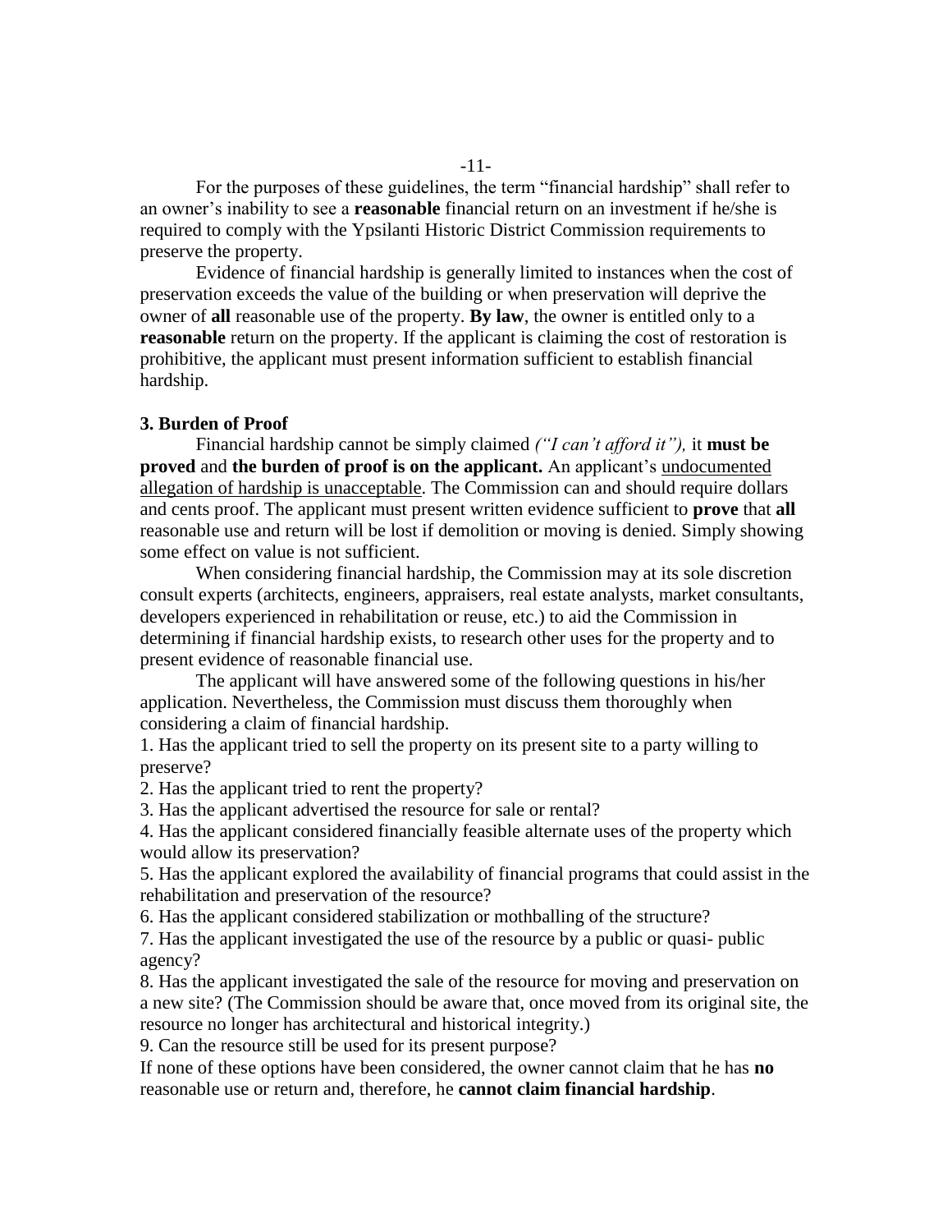For the purposes of these guidelines, the term "financial hardship" shall refer to an owner's inability to see a **reasonable** financial return on an investment if he/she is required to comply with the Ypsilanti Historic District Commission requirements to preserve the property.

Evidence of financial hardship is generally limited to instances when the cost of preservation exceeds the value of the building or when preservation will deprive the owner of **all** reasonable use of the property. **By law**, the owner is entitled only to a **reasonable** return on the property. If the applicant is claiming the cost of restoration is prohibitive, the applicant must present information sufficient to establish financial hardship.

**3. Burden of Proof**

Financial hardship cannot be simply claimed *("I can't afford it"),* it **must be proved** and **the burden of proof is on the applicant.** An applicant's <u>undocumented allegation of hardship is unacceptable</u>. The Commission can and should require dollars and cents proof. The applicant must present written evidence sufficient to **prove** that **all** reasonable use and return will be lost if demolition or moving is denied. Simply showing some effect on value is not sufficient.

When considering financial hardship, the Commission may at its sole discretion consult experts (architects, engineers, appraisers, real estate analysts, market consultants, developers experienced in rehabilitation or reuse, etc.) to aid the Commission in determining if financial hardship exists, to research other uses for the property and to present evidence of reasonable financial use.

The applicant will have answered some of the following questions in his/her application. Nevertheless, the Commission must discuss them thoroughly when considering a claim of financial hardship.

1. Has the applicant tried to sell the property on its present site to a party willing to preserve?
2. Has the applicant tried to rent the property?
3. Has the applicant advertised the resource for sale or rental?
4. Has the applicant considered financially feasible alternate uses of the property which would allow its preservation?
5. Has the applicant explored the availability of financial programs that could assist in the rehabilitation and preservation of the resource?
6. Has the applicant considered stabilization or mothballing of the structure?
7. Has the applicant investigated the use of the resource by a public or quasi- public agency?
8. Has the applicant investigated the sale of the resource for moving and preservation on a new site? (The Commission should be aware that, once moved from its original site, the resource no longer has architectural and historical integrity.)
9. Can the resource still be used for its present purpose?

If none of these options have been considered, the owner cannot claim that he has **no** reasonable use or return and, therefore, he **cannot claim financial hardship**.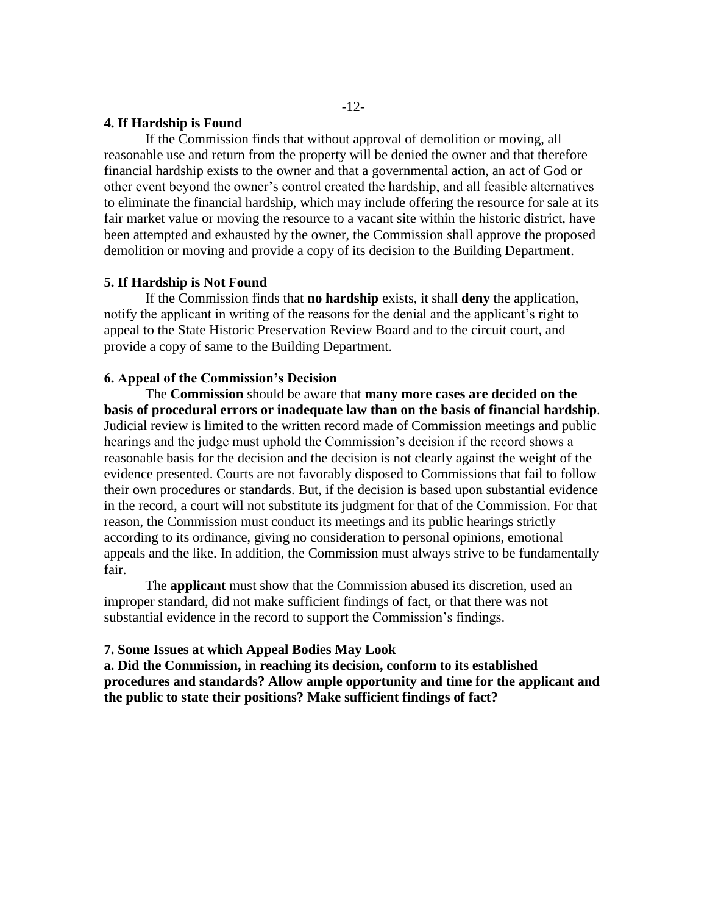### 4. If Hardship is Found

If the Commission finds that without approval of demolition or moving, all reasonable use and return from the property will be denied the owner and that therefore financial hardship exists to the owner and that a governmental action, an act of God or other event beyond the owner's control created the hardship, and all feasible alternatives to eliminate the financial hardship, which may include offering the resource for sale at its fair market value or moving the resource to a vacant site within the historic district, have been attempted and exhausted by the owner, the Commission shall approve the proposed demolition or moving and provide a copy of its decision to the Building Department.

### 5. If Hardship is Not Found

If the Commission finds that **no hardship** exists, it shall **deny** the application, notify the applicant in writing of the reasons for the denial and the applicant's right to appeal to the State Historic Preservation Review Board and to the circuit court, and provide a copy of same to the Building Department.

### 6. Appeal of the Commission's Decision

The **Commission** should be aware that **many more cases are decided on the basis of procedural errors or inadequate law than on the basis of financial hardship**. Judicial review is limited to the written record made of Commission meetings and public hearings and the judge must uphold the Commission's decision if the record shows a reasonable basis for the decision and the decision is not clearly against the weight of the evidence presented. Courts are not favorably disposed to Commissions that fail to follow their own procedures or standards. But, if the decision is based upon substantial evidence in the record, a court will not substitute its judgment for that of the Commission. For that reason, the Commission must conduct its meetings and its public hearings strictly according to its ordinance, giving no consideration to personal opinions, emotional appeals and the like. In addition, the Commission must always strive to be fundamentally fair.

The **applicant** must show that the Commission abused its discretion, used an improper standard, did not make sufficient findings of fact, or that there was not substantial evidence in the record to support the Commission's findings.

### 7. Some Issues at which Appeal Bodies May Look

**a. Did the Commission, in reaching its decision, conform to its established procedures and standards? Allow ample opportunity and time for the applicant and the public to state their positions? Make sufficient findings of fact?**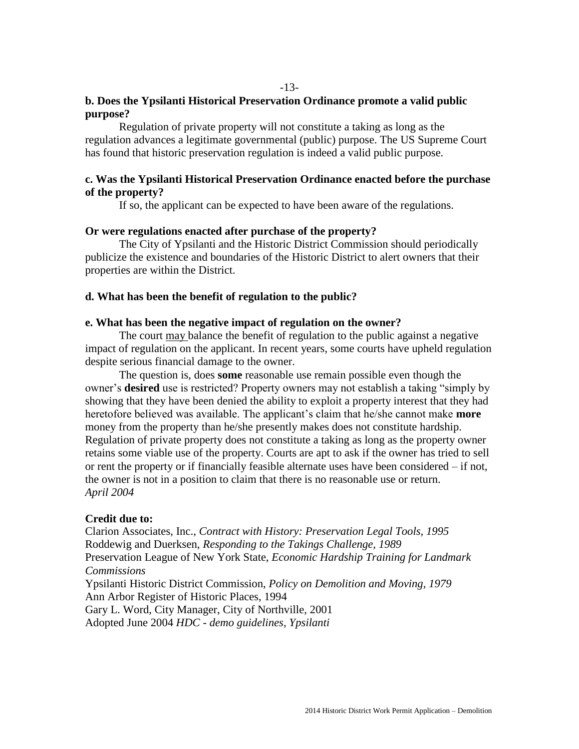**b. Does the Ypsilanti Historical Preservation Ordinance promote a valid public purpose?**

Regulation of private property will not constitute a taking as long as the regulation advances a legitimate governmental (public) purpose. The US Supreme Court has found that historic preservation regulation is indeed a valid public purpose.

**c. Was the Ypsilanti Historical Preservation Ordinance enacted before the purchase of the property?**

If so, the applicant can be expected to have been aware of the regulations.

**Or were regulations enacted after purchase of the property?**

The City of Ypsilanti and the Historic District Commission should periodically publicize the existence and boundaries of the Historic District to alert owners that their properties are within the District.

**d. What has been the benefit of regulation to the public?**

**e. What has been the negative impact of regulation on the owner?**

The court may balance the benefit of regulation to the public against a negative impact of regulation on the applicant. In recent years, some courts have upheld regulation despite serious financial damage to the owner.

The question is, does **some** reasonable use remain possible even though the owner's **desired** use is restricted? Property owners may not establish a taking "simply by showing that they have been denied the ability to exploit a property interest that they had heretofore believed was available. The applicant's claim that he/she cannot make **more** money from the property than he/she presently makes does not constitute hardship. Regulation of private property does not constitute a taking as long as the property owner retains some viable use of the property. Courts are apt to ask if the owner has tried to sell or rent the property or if financially feasible alternate uses have been considered – if not, the owner is not in a position to claim that there is no reasonable use or return.
*April 2004*

**Credit due to:**
Clarion Associates, Inc., *Contract with History: Preservation Legal Tools, 1995*
Roddewig and Duerksen, *Responding to the Takings Challenge, 1989*
Preservation League of New York State, *Economic Hardship Training for Landmark Commissions*
Ypsilanti Historic District Commission, *Policy on Demolition and Moving, 1979*
Ann Arbor Register of Historic Places, 1994
Gary L. Word, City Manager, City of Northville, 2001
Adopted June 2004 *HDC - demo guidelines, Ypsilanti*